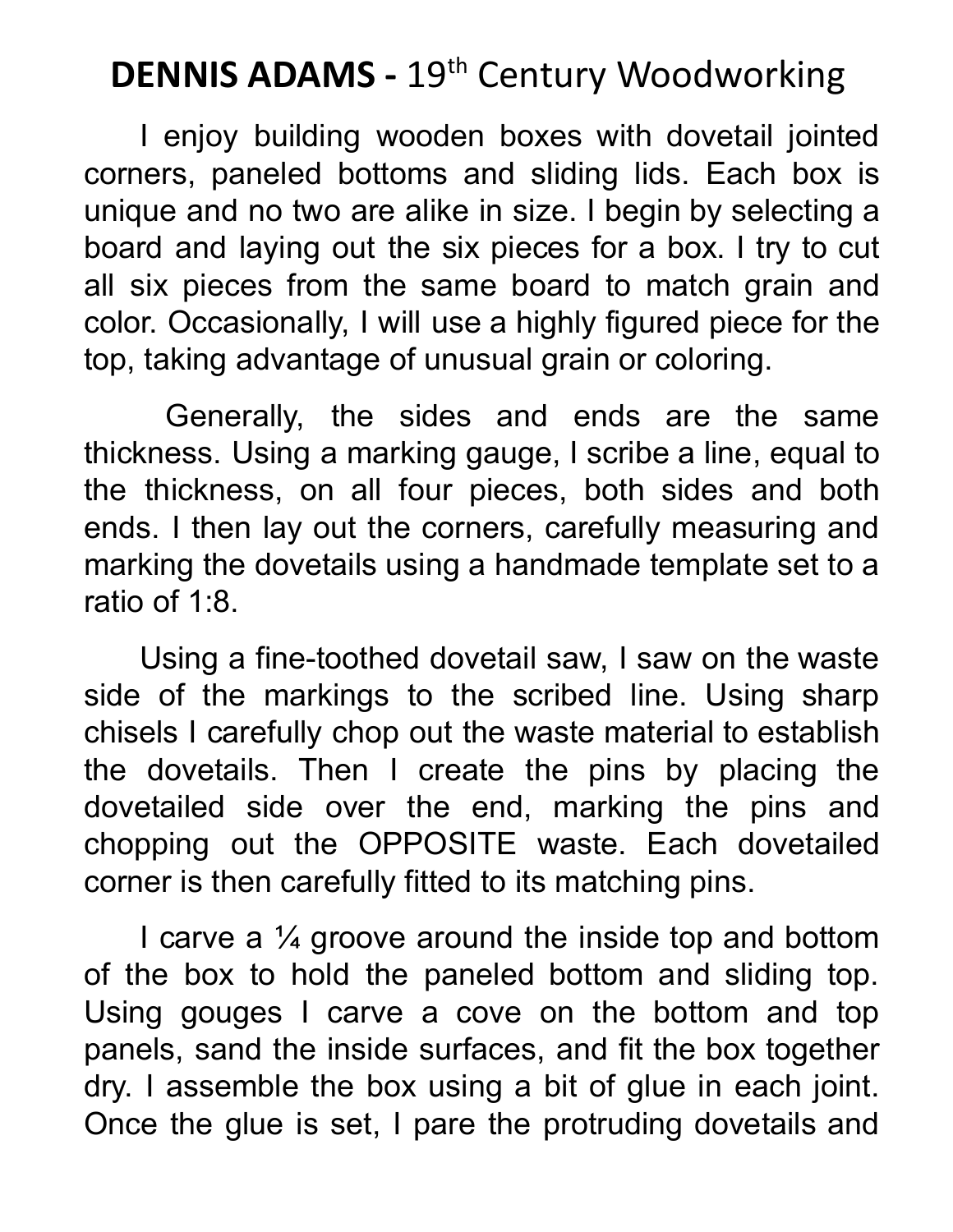# **DENNIS ADAMS -** 19th Century Woodworking

I enjoy building wooden boxes with dovetail jointed corners, paneled bottoms and sliding lids. Each box is unique and no two are alike in size. I begin by selecting a board and laying out the six pieces for a box. I try to cut all six pieces from the same board to match grain and color. Occasionally, I will use a highly figured piece for the top, taking advantage of unusual grain or coloring.

Generally, the sides and ends are the same thickness. Using a marking gauge, I scribe a line, equal to the thickness, on all four pieces, both sides and both ends. I then lay out the corners, carefully measuring and marking the dovetails using a handmade template set to a ratio of 1:8.

Using a fine-toothed dovetail saw, I saw on the waste side of the markings to the scribed line. Using sharp chisels I carefully chop out the waste material to establish the dovetails. Then I create the pins by placing the dovetailed side over the end, marking the pins and chopping out the OPPOSITE waste. Each dovetailed corner is then carefully fitted to its matching pins.

I carve a ¼ groove around the inside top and bottom of the box to hold the paneled bottom and sliding top. Using gouges I carve a cove on the bottom and top panels, sand the inside surfaces, and fit the box together dry. I assemble the box using a bit of glue in each joint. Once the glue is set, I pare the protruding dovetails and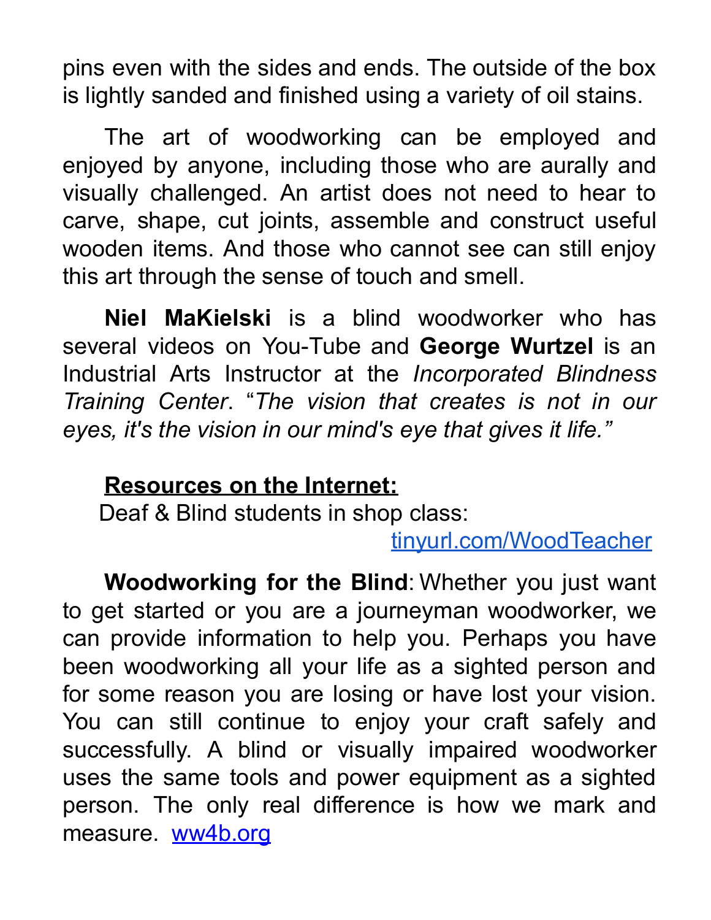pins even with the sides and ends. The outside of the box is lightly sanded and finished using a variety of oil stains.

The art of woodworking can be employed and enjoyed by anyone, including those who are aurally and visually challenged. An artist does not need to hear to carve, shape, cut joints, assemble and construct useful wooden items. And those who cannot see can still enjoy this art through the sense of touch and smell.

**Niel MaKielski** is a blind woodworker who has several videos on You-Tube and **George Wurtzel** is an Industrial Arts Instructor at the *Incorporated Blindness Training Center*. "*The vision that creates is not in our eyes, it's the vision in our mind's eye that gives it life.*"

**Resources on the Internet:**

Deaf & Blind students in shop class:
[tinyurl.com/WoodTeacher](tinyurl.com/WoodTeacher)

**Woodworking for the Blind**: Whether you just want to get started or you are a journeyman woodworker, we can provide information to help you. Perhaps you have been woodworking all your life as a sighted person and for some reason you are losing or have lost your vision. You can still continue to enjoy your craft safely and successfully. A blind or visually impaired woodworker uses the same tools and power equipment as a sighted person. The only real difference is how we mark and measure. [ww4b.org](ww4b.org)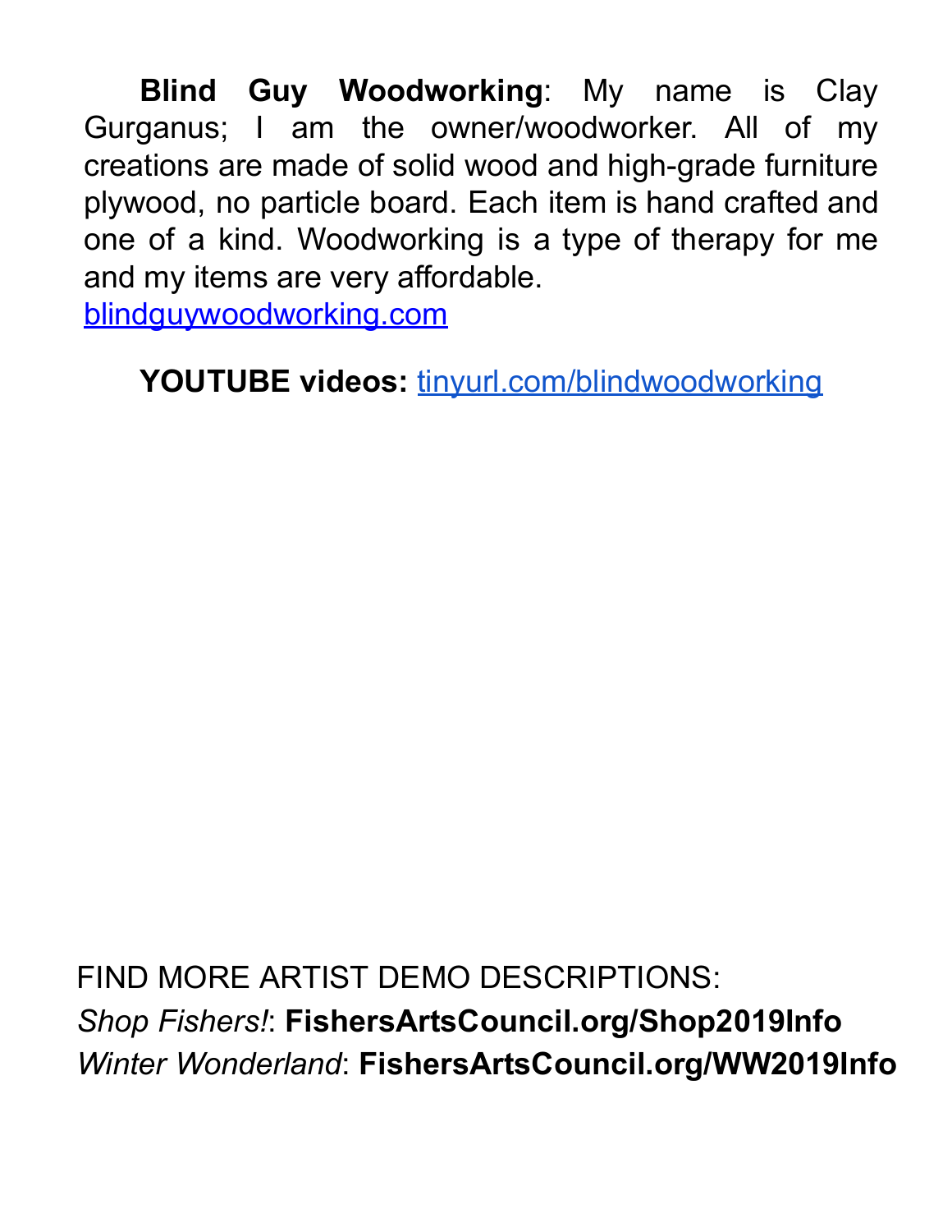**Blind Guy Woodworking**: My name is Clay Gurganus; I am the owner/woodworker. All of my creations are made of solid wood and high-grade furniture plywood, no particle board. Each item is hand crafted and one of a kind. Woodworking is a type of therapy for me and my items are very affordable.
blindguywoodworking.com

**YOUTUBE videos:** tinyurl.com/blindwoodworking

FIND MORE ARTIST DEMO DESCRIPTIONS:
*Shop Fishers!*: **FishersArtsCouncil.org/Shop2019Info**
*Winter Wonderland*: **FishersArtsCouncil.org/WW2019Info**